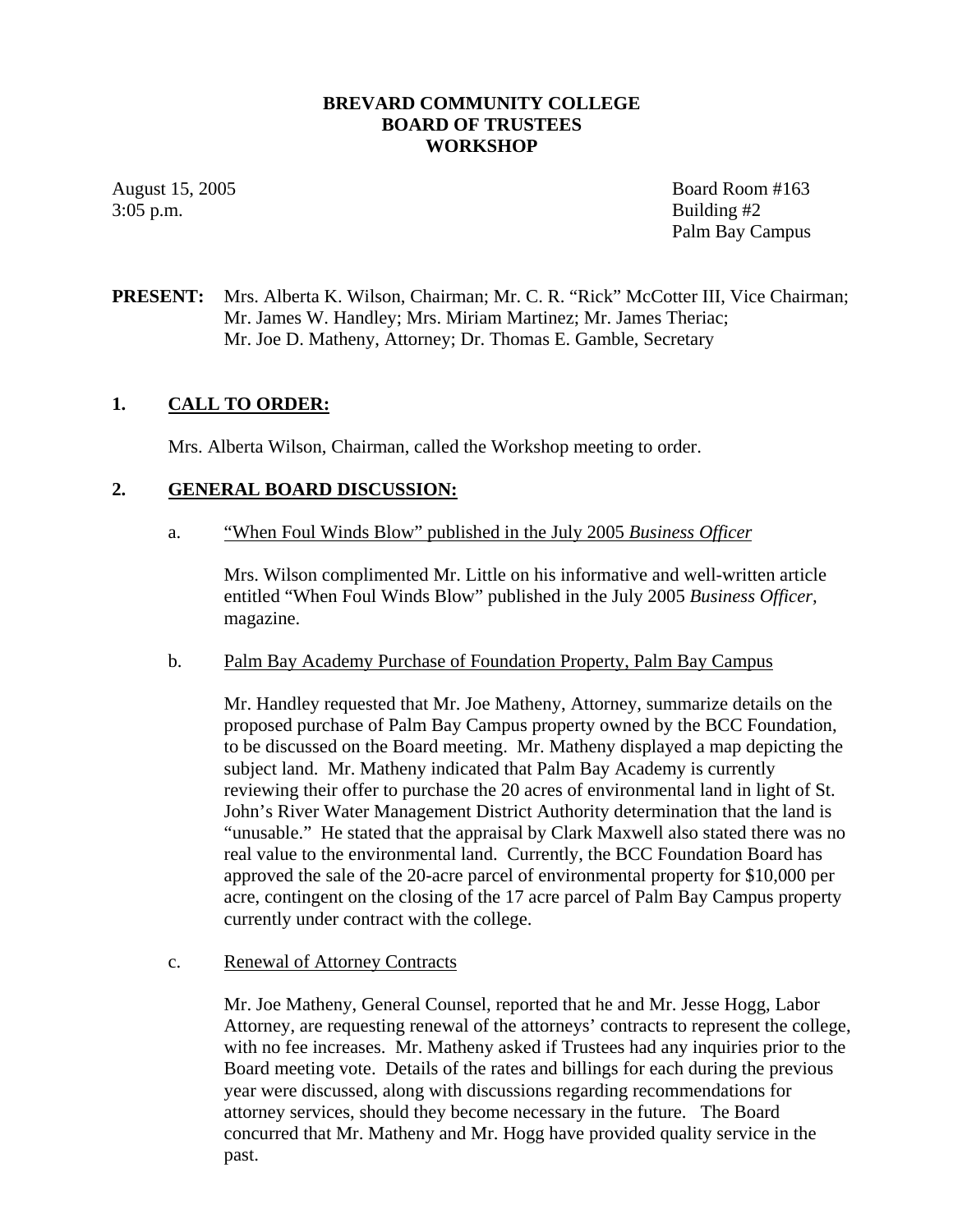# BREVARD COMMUNITY COLLEGE
# BOARD OF TRUSTEES
# WORKSHOP

August 15, 2005
3:05 p.m.

Board Room #163
Building #2
Palm Bay Campus

**PRESENT:** Mrs. Alberta K. Wilson, Chairman; Mr. C. R. "Rick" McCotter III, Vice Chairman; Mr. James W. Handley; Mrs. Miriam Martinez; Mr. James Theriac; Mr. Joe D. Matheny, Attorney; Dr. Thomas E. Gamble, Secretary

## 1. CALL TO ORDER:

Mrs. Alberta Wilson, Chairman, called the Workshop meeting to order.

## 2. GENERAL BOARD DISCUSSION:

a. "When Foul Winds Blow" published in the July 2005 *Business Officer*

Mrs. Wilson complimented Mr. Little on his informative and well-written article entitled "When Foul Winds Blow" published in the July 2005 *Business Officer,* magazine.

b. Palm Bay Academy Purchase of Foundation Property, Palm Bay Campus

Mr. Handley requested that Mr. Joe Matheny, Attorney, summarize details on the proposed purchase of Palm Bay Campus property owned by the BCC Foundation, to be discussed on the Board meeting. Mr. Matheny displayed a map depicting the subject land. Mr. Matheny indicated that Palm Bay Academy is currently reviewing their offer to purchase the 20 acres of environmental land in light of St. John's River Water Management District Authority determination that the land is "unusable." He stated that the appraisal by Clark Maxwell also stated there was no real value to the environmental land. Currently, the BCC Foundation Board has approved the sale of the 20-acre parcel of environmental property for $10,000 per acre, contingent on the closing of the 17 acre parcel of Palm Bay Campus property currently under contract with the college.

c. Renewal of Attorney Contracts

Mr. Joe Matheny, General Counsel, reported that he and Mr. Jesse Hogg, Labor Attorney, are requesting renewal of the attorneys' contracts to represent the college, with no fee increases. Mr. Matheny asked if Trustees had any inquiries prior to the Board meeting vote. Details of the rates and billings for each during the previous year were discussed, along with discussions regarding recommendations for attorney services, should they become necessary in the future. The Board concurred that Mr. Matheny and Mr. Hogg have provided quality service in the past.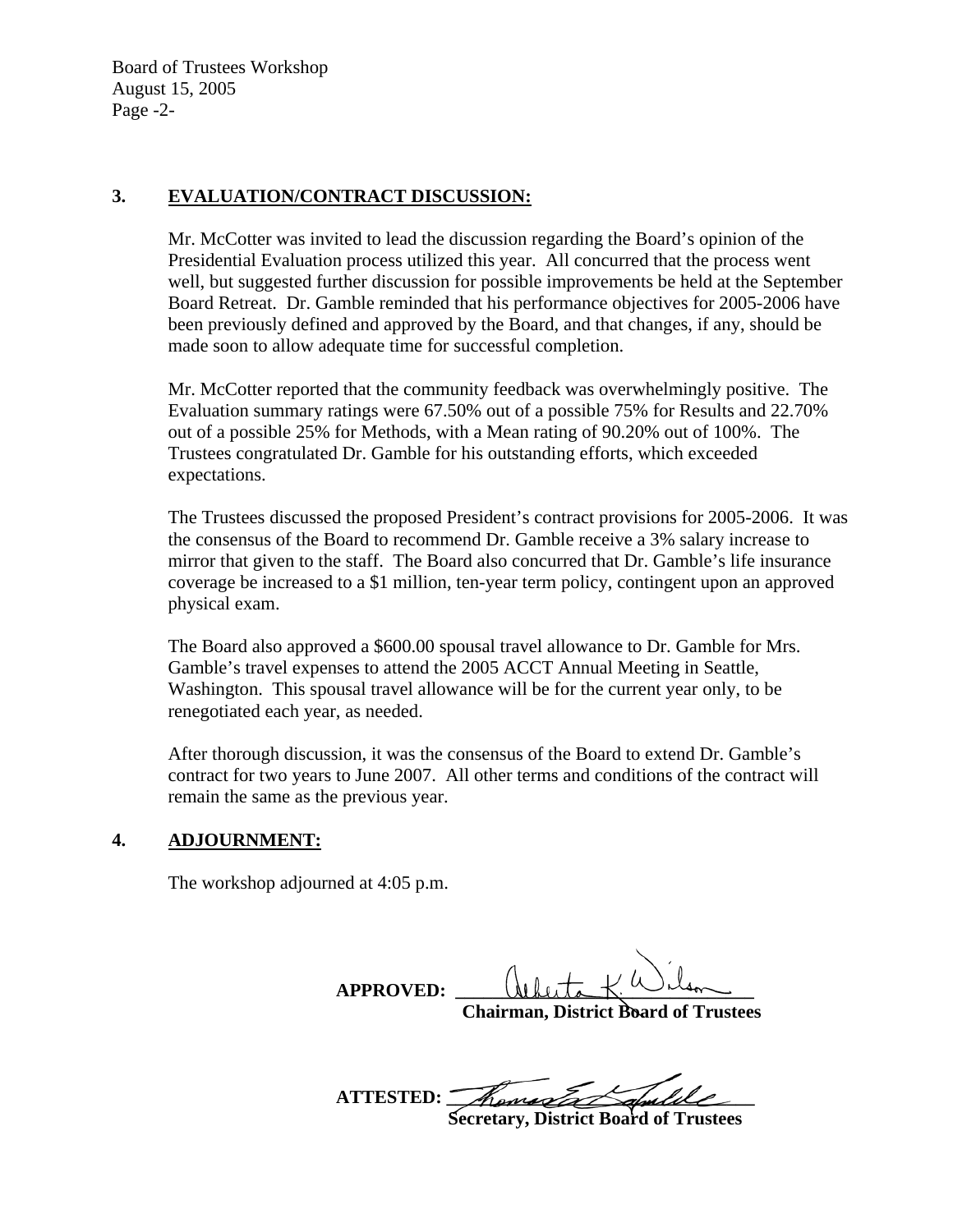## 3. EVALUATION/CONTRACT DISCUSSION:

Mr. McCotter was invited to lead the discussion regarding the Board's opinion of the Presidential Evaluation process utilized this year. All concurred that the process went well, but suggested further discussion for possible improvements be held at the September Board Retreat. Dr. Gamble reminded that his performance objectives for 2005-2006 have been previously defined and approved by the Board, and that changes, if any, should be made soon to allow adequate time for successful completion.

Mr. McCotter reported that the community feedback was overwhelmingly positive. The Evaluation summary ratings were 67.50% out of a possible 75% for Results and 22.70% out of a possible 25% for Methods, with a Mean rating of 90.20% out of 100%. The Trustees congratulated Dr. Gamble for his outstanding efforts, which exceeded expectations.

The Trustees discussed the proposed President's contract provisions for 2005-2006. It was the consensus of the Board to recommend Dr. Gamble receive a 3% salary increase to mirror that given to the staff. The Board also concurred that Dr. Gamble's life insurance coverage be increased to a $1 million, ten-year term policy, contingent upon an approved physical exam.

The Board also approved a $600.00 spousal travel allowance to Dr. Gamble for Mrs. Gamble's travel expenses to attend the 2005 ACCT Annual Meeting in Seattle, Washington. This spousal travel allowance will be for the current year only, to be renegotiated each year, as needed.

After thorough discussion, it was the consensus of the Board to extend Dr. Gamble's contract for two years to June 2007. All other terms and conditions of the contract will remain the same as the previous year.

## 4. ADJOURNMENT:

The workshop adjourned at 4:05 p.m.

**APPROVED:** ______________________
**Chairman, District Board of Trustees**

**ATTESTED:** ______________________
**Secretary, District Board of Trustees**